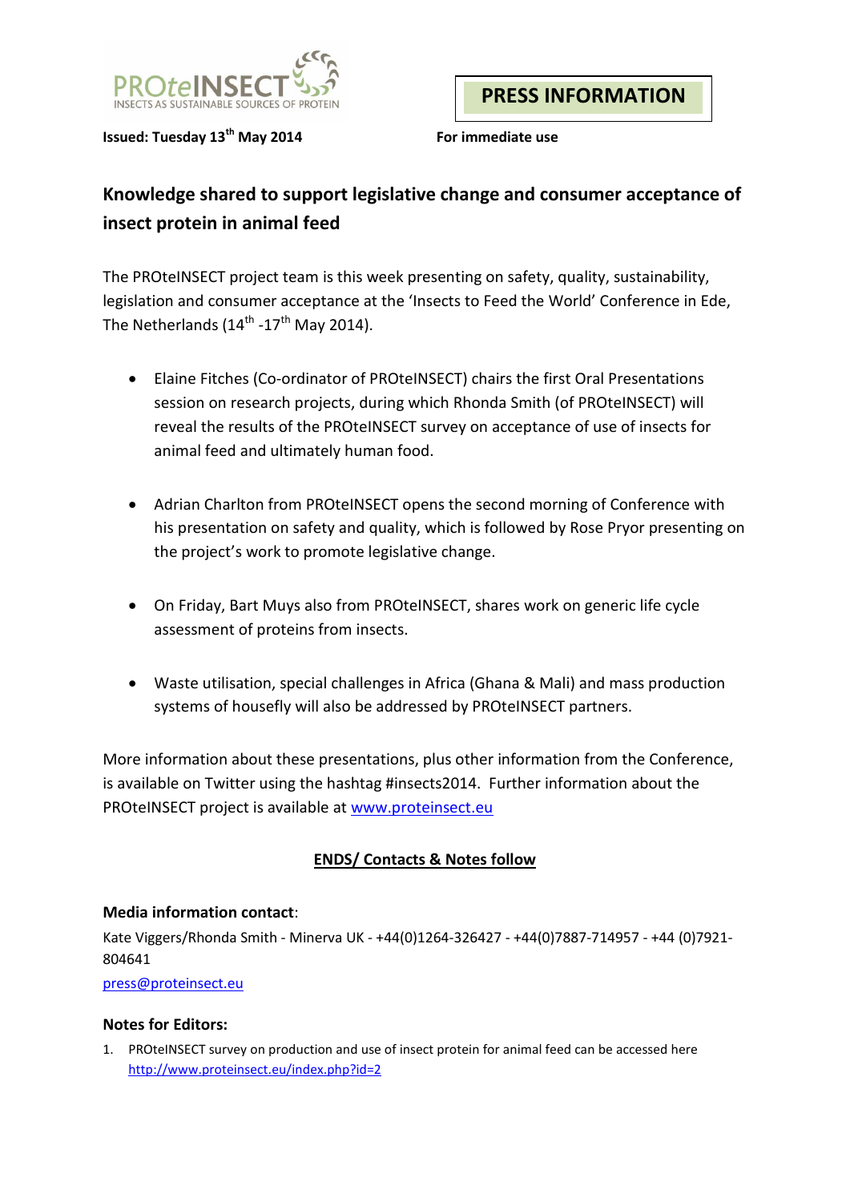PROteINSECT
INSECTS AS SUSTAINABLE SOURCES OF PROTEIN

**PRESS INFORMATION**

**Issued: Tuesday 13th May 2014** **For immediate use**

## Knowledge shared to support legislative change and consumer acceptance of insect protein in animal feed

The PROteINSECT project team is this week presenting on safety, quality, sustainability, legislation and consumer acceptance at the 'Insects to Feed the World' Conference in Ede, The Netherlands (14th -17th May 2014).

- Elaine Fitches (Co-ordinator of PROteINSECT) chairs the first Oral Presentations session on research projects, during which Rhonda Smith (of PROteINSECT) will reveal the results of the PROteINSECT survey on acceptance of use of insects for animal feed and ultimately human food.
- Adrian Charlton from PROteINSECT opens the second morning of Conference with his presentation on safety and quality, which is followed by Rose Pryor presenting on the project's work to promote legislative change.
- On Friday, Bart Muys also from PROteINSECT, shares work on generic life cycle assessment of proteins from insects.
- Waste utilisation, special challenges in Africa (Ghana & Mali) and mass production systems of housefly will also be addressed by PROteINSECT partners.

More information about these presentations, plus other information from the Conference, is available on Twitter using the hashtag #insects2014. Further information about the PROteINSECT project is available at www.proteinsect.eu

**ENDS/ Contacts & Notes follow**

**Media information contact**:
Kate Viggers/Rhonda Smith - Minerva UK - +44(0)1264-326427 - +44(0)7887-714957 - +44 (0)7921-804641
press@proteinsect.eu

**Notes for Editors:**

1. PROteINSECT survey on production and use of insect protein for animal feed can be accessed here http://www.proteinsect.eu/index.php?id=2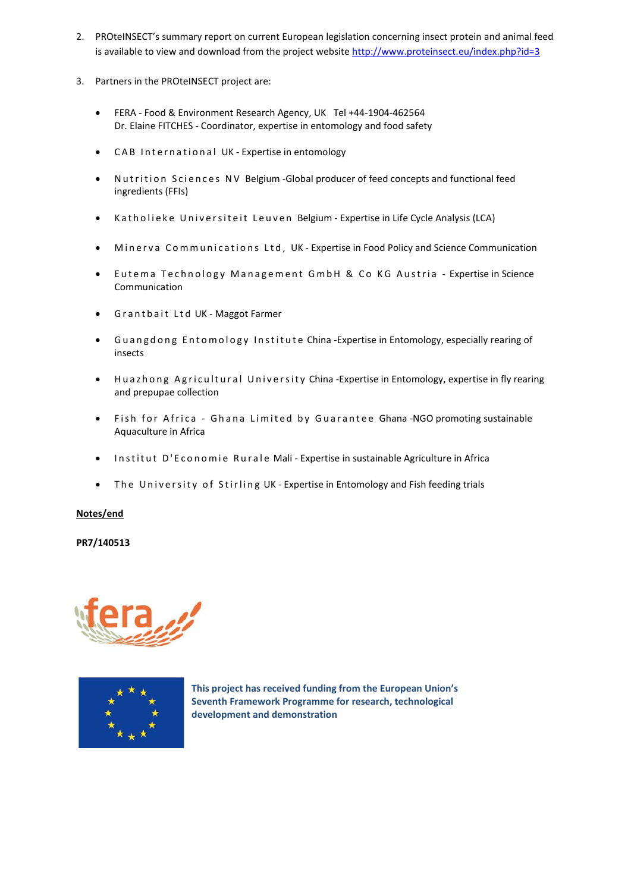2. PROteINSECT's summary report on current European legislation concerning insect protein and animal feed is available to view and download from the project website http://www.proteinsect.eu/index.php?id=3

3. Partners in the PROteINSECT project are:

   - FERA - Food & Environment Research Agency, UK Tel +44-1904-462564
     Dr. Elaine FITCHES - Coordinator, expertise in entomology and food safety
   - CAB International UK - Expertise in entomology
   - Nutrition Sciences NV Belgium -Global producer of feed concepts and functional feed ingredients (FFIs)
   - Katholieke Universiteit Leuven Belgium - Expertise in Life Cycle Analysis (LCA)
   - Minerva Communications Ltd, UK - Expertise in Food Policy and Science Communication
   - Eutema Technology Management GmbH & Co KG Austria - Expertise in Science Communication
   - Grantbait Ltd UK - Maggot Farmer
   - Guangdong Entomology Institute China -Expertise in Entomology, especially rearing of insects
   - Huazhong Agricultural University China -Expertise in Entomology, expertise in fly rearing and prepupae collection
   - Fish for Africa - Ghana Limited by Guarantee Ghana -NGO promoting sustainable Aquaculture in Africa
   - Institut D'Economie Rurale Mali - Expertise in sustainable Agriculture in Africa
   - The University of Stirling UK - Expertise in Entomology and Fish feeding trials

**Notes/end**

**PR7/140513**

**This project has received funding from the European Union's Seventh Framework Programme for research, technological development and demonstration**